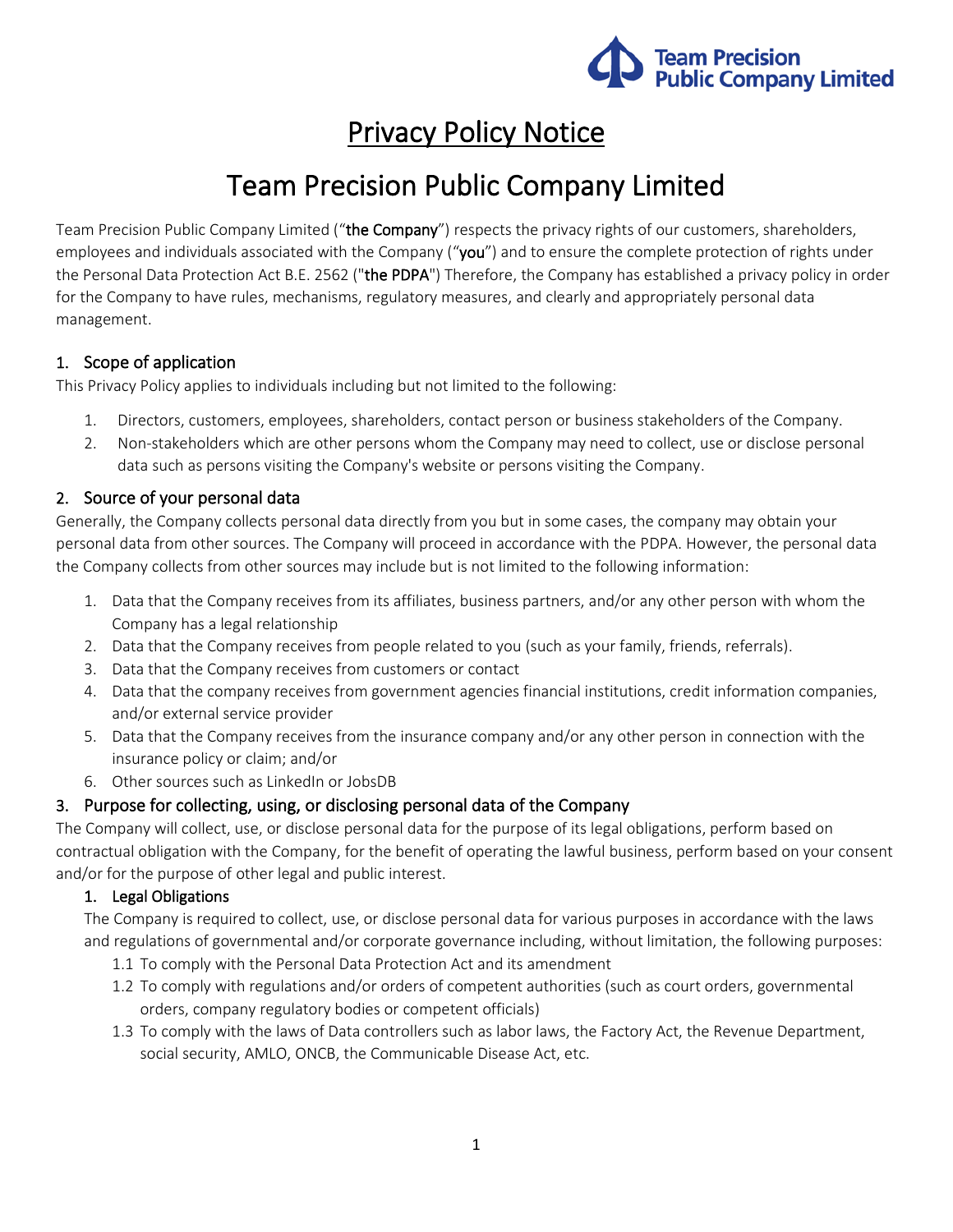# Privacy Policy Notice

# Team Precision Public Company Limited

Team Precision Public Company Limited ("**the Company**") respects the privacy rights of our customers, shareholders, employees and individuals associated with the Company ("**you**") and to ensure the complete protection of rights under the Personal Data Protection Act B.E. 2562 ("**the PDPA**") Therefore, the Company has established a privacy policy in order for the Company to have rules, mechanisms, regulatory measures, and clearly and appropriately personal data management.

## 1. Scope of application

This Privacy Policy applies to individuals including but not limited to the following:

1. Directors, customers, employees, shareholders, contact person or business stakeholders of the Company.
2. Non-stakeholders which are other persons whom the Company may need to collect, use or disclose personal data such as persons visiting the Company's website or persons visiting the Company.

## 2. Source of your personal data

Generally, the Company collects personal data directly from you but in some cases, the company may obtain your personal data from other sources. The Company will proceed in accordance with the PDPA. However, the personal data the Company collects from other sources may include but is not limited to the following information:

1. Data that the Company receives from its affiliates, business partners, and/or any other person with whom the Company has a legal relationship
2. Data that the Company receives from people related to you (such as your family, friends, referrals).
3. Data that the Company receives from customers or contact
4. Data that the company receives from government agencies financial institutions, credit information companies, and/or external service provider
5. Data that the Company receives from the insurance company and/or any other person in connection with the insurance policy or claim; and/or
6. Other sources such as LinkedIn or JobsDB

## 3. Purpose for collecting, using, or disclosing personal data of the Company

The Company will collect, use, or disclose personal data for the purpose of its legal obligations, perform based on contractual obligation with the Company, for the benefit of operating the lawful business, perform based on your consent and/or for the purpose of other legal and public interest.

### 1. Legal Obligations

The Company is required to collect, use, or disclose personal data for various purposes in accordance with the laws and regulations of governmental and/or corporate governance including, without limitation, the following purposes:

1.1 To comply with the Personal Data Protection Act and its amendment

1.2 To comply with regulations and/or orders of competent authorities (such as court orders, governmental orders, company regulatory bodies or competent officials)

1.3 To comply with the laws of Data controllers such as labor laws, the Factory Act, the Revenue Department, social security, AMLO, ONCB, the Communicable Disease Act, etc.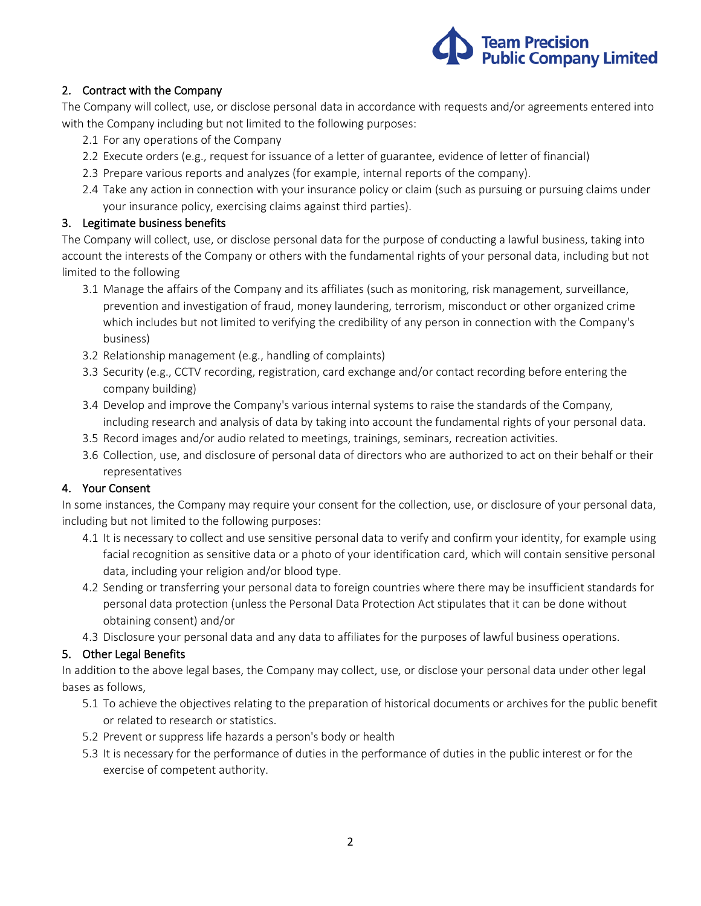2. Contract with the Company

The Company will collect, use, or disclose personal data in accordance with requests and/or agreements entered into with the Company including but not limited to the following purposes:

2.1 For any operations of the Company
2.2 Execute orders (e.g., request for issuance of a letter of guarantee, evidence of letter of financial)
2.3 Prepare various reports and analyzes (for example, internal reports of the company).
2.4 Take any action in connection with your insurance policy or claim (such as pursuing or pursuing claims under your insurance policy, exercising claims against third parties).

3. Legitimate business benefits

The Company will collect, use, or disclose personal data for the purpose of conducting a lawful business, taking into account the interests of the Company or others with the fundamental rights of your personal data, including but not limited to the following

3.1 Manage the affairs of the Company and its affiliates (such as monitoring, risk management, surveillance, prevention and investigation of fraud, money laundering, terrorism, misconduct or other organized crime which includes but not limited to verifying the credibility of any person in connection with the Company's business)
3.2 Relationship management (e.g., handling of complaints)
3.3 Security (e.g., CCTV recording, registration, card exchange and/or contact recording before entering the company building)
3.4 Develop and improve the Company's various internal systems to raise the standards of the Company, including research and analysis of data by taking into account the fundamental rights of your personal data.
3.5 Record images and/or audio related to meetings, trainings, seminars, recreation activities.
3.6 Collection, use, and disclosure of personal data of directors who are authorized to act on their behalf or their representatives

4. Your Consent

In some instances, the Company may require your consent for the collection, use, or disclosure of your personal data, including but not limited to the following purposes:

4.1 It is necessary to collect and use sensitive personal data to verify and confirm your identity, for example using facial recognition as sensitive data or a photo of your identification card, which will contain sensitive personal data, including your religion and/or blood type.
4.2 Sending or transferring your personal data to foreign countries where there may be insufficient standards for personal data protection (unless the Personal Data Protection Act stipulates that it can be done without obtaining consent) and/or
4.3 Disclosure your personal data and any data to affiliates for the purposes of lawful business operations.

5. Other Legal Benefits

In addition to the above legal bases, the Company may collect, use, or disclose your personal data under other legal bases as follows,

5.1 To achieve the objectives relating to the preparation of historical documents or archives for the public benefit or related to research or statistics.
5.2 Prevent or suppress life hazards a person's body or health
5.3 It is necessary for the performance of duties in the performance of duties in the public interest or for the exercise of competent authority.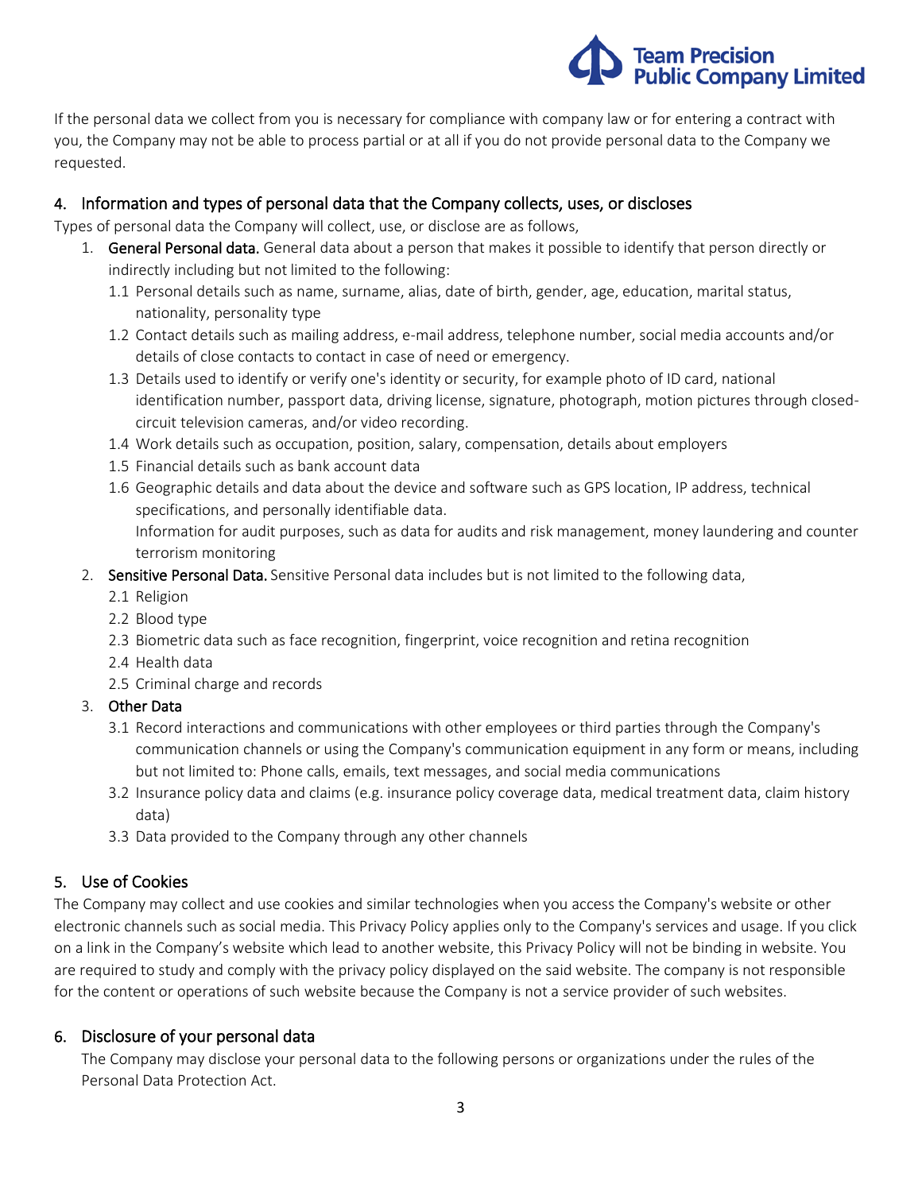If the personal data we collect from you is necessary for compliance with company law or for entering a contract with you, the Company may not be able to process partial or at all if you do not provide personal data to the Company we requested.

## 4. Information and types of personal data that the Company collects, uses, or discloses

Types of personal data the Company will collect, use, or disclose are as follows,

1. **General Personal data.** General data about a person that makes it possible to identify that person directly or indirectly including but not limited to the following:
   - 1.1 Personal details such as name, surname, alias, date of birth, gender, age, education, marital status, nationality, personality type
   - 1.2 Contact details such as mailing address, e-mail address, telephone number, social media accounts and/or details of close contacts to contact in case of need or emergency.
   - 1.3 Details used to identify or verify one's identity or security, for example photo of ID card, national identification number, passport data, driving license, signature, photograph, motion pictures through closed-circuit television cameras, and/or video recording.
   - 1.4 Work details such as occupation, position, salary, compensation, details about employers
   - 1.5 Financial details such as bank account data
   - 1.6 Geographic details and data about the device and software such as GPS location, IP address, technical specifications, and personally identifiable data.
     Information for audit purposes, such as data for audits and risk management, money laundering and counter terrorism monitoring
2. **Sensitive Personal Data.** Sensitive Personal data includes but is not limited to the following data,
   - 2.1 Religion
   - 2.2 Blood type
   - 2.3 Biometric data such as face recognition, fingerprint, voice recognition and retina recognition
   - 2.4 Health data
   - 2.5 Criminal charge and records
3. **Other Data**
   - 3.1 Record interactions and communications with other employees or third parties through the Company's communication channels or using the Company's communication equipment in any form or means, including but not limited to: Phone calls, emails, text messages, and social media communications
   - 3.2 Insurance policy data and claims (e.g. insurance policy coverage data, medical treatment data, claim history data)
   - 3.3 Data provided to the Company through any other channels

## 5. Use of Cookies

The Company may collect and use cookies and similar technologies when you access the Company's website or other electronic channels such as social media. This Privacy Policy applies only to the Company's services and usage. If you click on a link in the Company's website which lead to another website, this Privacy Policy will not be binding in website. You are required to study and comply with the privacy policy displayed on the said website. The company is not responsible for the content or operations of such website because the Company is not a service provider of such websites.

## 6. Disclosure of your personal data

The Company may disclose your personal data to the following persons or organizations under the rules of the Personal Data Protection Act.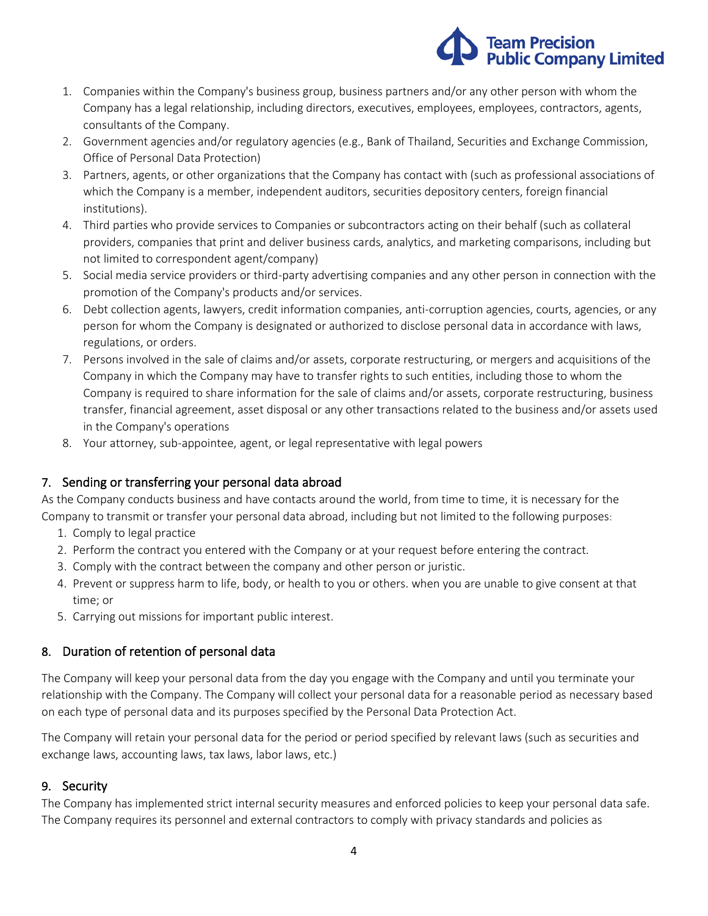1. Companies within the Company's business group, business partners and/or any other person with whom the Company has a legal relationship, including directors, executives, employees, employees, contractors, agents, consultants of the Company.
2. Government agencies and/or regulatory agencies (e.g., Bank of Thailand, Securities and Exchange Commission, Office of Personal Data Protection)
3. Partners, agents, or other organizations that the Company has contact with (such as professional associations of which the Company is a member, independent auditors, securities depository centers, foreign financial institutions).
4. Third parties who provide services to Companies or subcontractors acting on their behalf (such as collateral providers, companies that print and deliver business cards, analytics, and marketing comparisons, including but not limited to correspondent agent/company)
5. Social media service providers or third-party advertising companies and any other person in connection with the promotion of the Company's products and/or services.
6. Debt collection agents, lawyers, credit information companies, anti-corruption agencies, courts, agencies, or any person for whom the Company is designated or authorized to disclose personal data in accordance with laws, regulations, or orders.
7. Persons involved in the sale of claims and/or assets, corporate restructuring, or mergers and acquisitions of the Company in which the Company may have to transfer rights to such entities, including those to whom the Company is required to share information for the sale of claims and/or assets, corporate restructuring, business transfer, financial agreement, asset disposal or any other transactions related to the business and/or assets used in the Company's operations
8. Your attorney, sub-appointee, agent, or legal representative with legal powers

## 7. Sending or transferring your personal data abroad

As the Company conducts business and have contacts around the world, from time to time, it is necessary for the Company to transmit or transfer your personal data abroad, including but not limited to the following purposes:

1. Comply to legal practice
2. Perform the contract you entered with the Company or at your request before entering the contract.
3. Comply with the contract between the company and other person or juristic.
4. Prevent or suppress harm to life, body, or health to you or others. when you are unable to give consent at that time; or
5. Carrying out missions for important public interest.

## 8. Duration of retention of personal data

The Company will keep your personal data from the day you engage with the Company and until you terminate your relationship with the Company. The Company will collect your personal data for a reasonable period as necessary based on each type of personal data and its purposes specified by the Personal Data Protection Act.

The Company will retain your personal data for the period or period specified by relevant laws (such as securities and exchange laws, accounting laws, tax laws, labor laws, etc.)

## 9. Security

The Company has implemented strict internal security measures and enforced policies to keep your personal data safe. The Company requires its personnel and external contractors to comply with privacy standards and policies as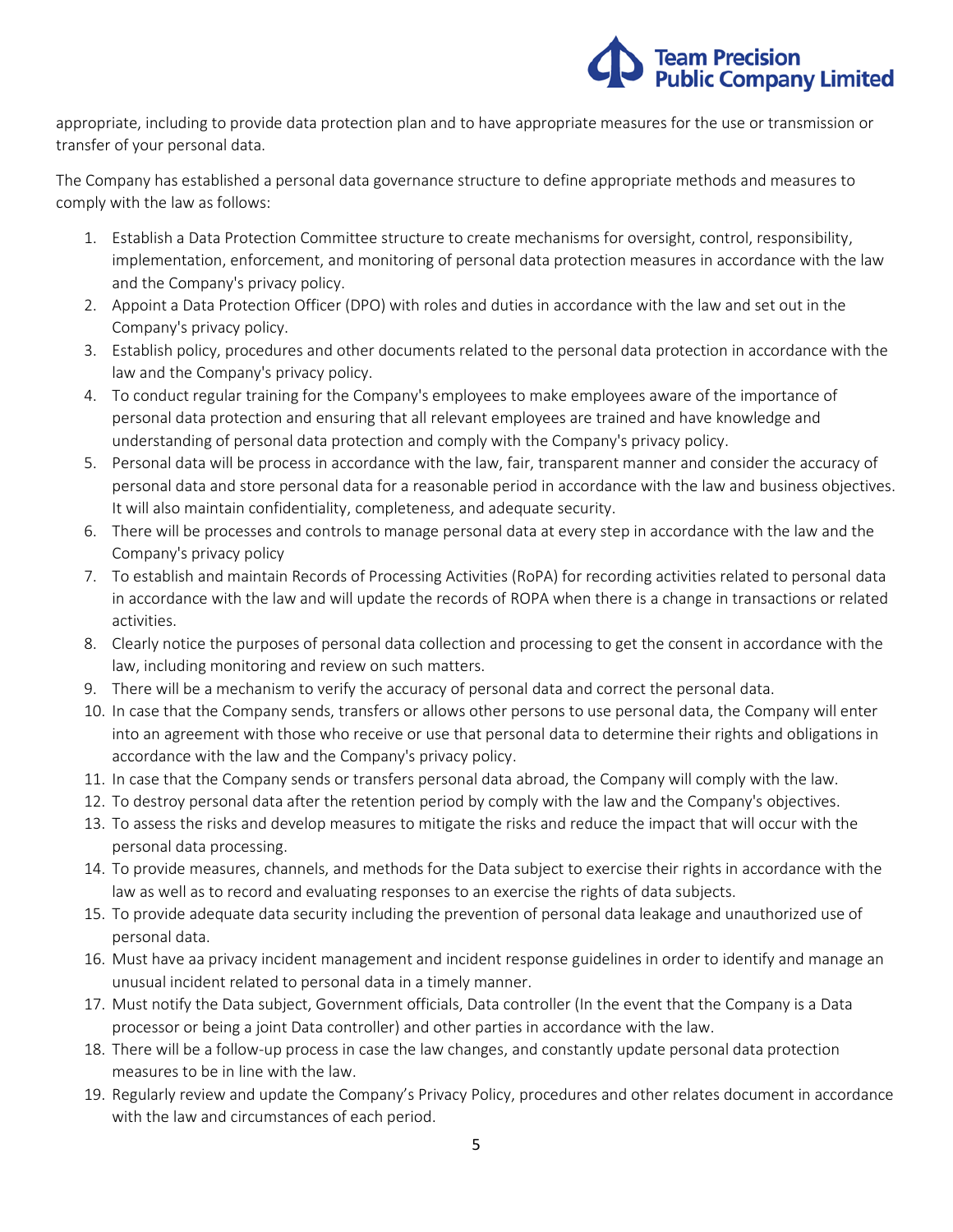appropriate, including to provide data protection plan and to have appropriate measures for the use or transmission or transfer of your personal data.

The Company has established a personal data governance structure to define appropriate methods and measures to comply with the law as follows:

1. Establish a Data Protection Committee structure to create mechanisms for oversight, control, responsibility, implementation, enforcement, and monitoring of personal data protection measures in accordance with the law and the Company's privacy policy.
2. Appoint a Data Protection Officer (DPO) with roles and duties in accordance with the law and set out in the Company's privacy policy.
3. Establish policy, procedures and other documents related to the personal data protection in accordance with the law and the Company's privacy policy.
4. To conduct regular training for the Company's employees to make employees aware of the importance of personal data protection and ensuring that all relevant employees are trained and have knowledge and understanding of personal data protection and comply with the Company's privacy policy.
5. Personal data will be process in accordance with the law, fair, transparent manner and consider the accuracy of personal data and store personal data for a reasonable period in accordance with the law and business objectives. It will also maintain confidentiality, completeness, and adequate security.
6. There will be processes and controls to manage personal data at every step in accordance with the law and the Company's privacy policy
7. To establish and maintain Records of Processing Activities (RoPA) for recording activities related to personal data in accordance with the law and will update the records of ROPA when there is a change in transactions or related activities.
8. Clearly notice the purposes of personal data collection and processing to get the consent in accordance with the law, including monitoring and review on such matters.
9. There will be a mechanism to verify the accuracy of personal data and correct the personal data.
10. In case that the Company sends, transfers or allows other persons to use personal data, the Company will enter into an agreement with those who receive or use that personal data to determine their rights and obligations in accordance with the law and the Company's privacy policy.
11. In case that the Company sends or transfers personal data abroad, the Company will comply with the law.
12. To destroy personal data after the retention period by comply with the law and the Company's objectives.
13. To assess the risks and develop measures to mitigate the risks and reduce the impact that will occur with the personal data processing.
14. To provide measures, channels, and methods for the Data subject to exercise their rights in accordance with the law as well as to record and evaluating responses to an exercise the rights of data subjects.
15. To provide adequate data security including the prevention of personal data leakage and unauthorized use of personal data.
16. Must have aa privacy incident management and incident response guidelines in order to identify and manage an unusual incident related to personal data in a timely manner.
17. Must notify the Data subject, Government officials, Data controller (In the event that the Company is a Data processor or being a joint Data controller) and other parties in accordance with the law.
18. There will be a follow-up process in case the law changes, and constantly update personal data protection measures to be in line with the law.
19. Regularly review and update the Company's Privacy Policy, procedures and other relates document in accordance with the law and circumstances of each period.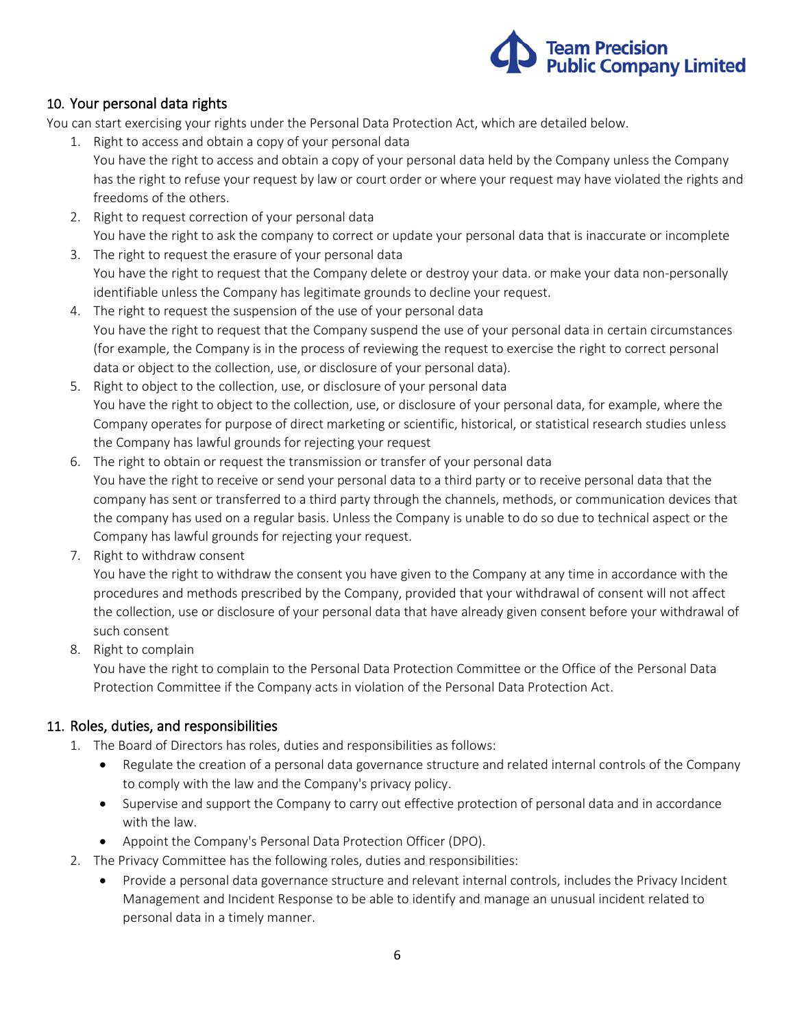## 10. Your personal data rights

You can start exercising your rights under the Personal Data Protection Act, which are detailed below.

1. Right to access and obtain a copy of your personal data
   You have the right to access and obtain a copy of your personal data held by the Company unless the Company has the right to refuse your request by law or court order or where your request may have violated the rights and freedoms of the others.
2. Right to request correction of your personal data
   You have the right to ask the company to correct or update your personal data that is inaccurate or incomplete
3. The right to request the erasure of your personal data
   You have the right to request that the Company delete or destroy your data. or make your data non-personally identifiable unless the Company has legitimate grounds to decline your request.
4. The right to request the suspension of the use of your personal data
   You have the right to request that the Company suspend the use of your personal data in certain circumstances (for example, the Company is in the process of reviewing the request to exercise the right to correct personal data or object to the collection, use, or disclosure of your personal data).
5. Right to object to the collection, use, or disclosure of your personal data
   You have the right to object to the collection, use, or disclosure of your personal data, for example, where the Company operates for purpose of direct marketing or scientific, historical, or statistical research studies unless the Company has lawful grounds for rejecting your request
6. The right to obtain or request the transmission or transfer of your personal data
   You have the right to receive or send your personal data to a third party or to receive personal data that the company has sent or transferred to a third party through the channels, methods, or communication devices that the company has used on a regular basis. Unless the Company is unable to do so due to technical aspect or the Company has lawful grounds for rejecting your request.
7. Right to withdraw consent
   You have the right to withdraw the consent you have given to the Company at any time in accordance with the procedures and methods prescribed by the Company, provided that your withdrawal of consent will not affect the collection, use or disclosure of your personal data that have already given consent before your withdrawal of such consent
8. Right to complain
   You have the right to complain to the Personal Data Protection Committee or the Office of the Personal Data Protection Committee if the Company acts in violation of the Personal Data Protection Act.

## 11. Roles, duties, and responsibilities

1. The Board of Directors has roles, duties and responsibilities as follows:
   - Regulate the creation of a personal data governance structure and related internal controls of the Company to comply with the law and the Company's privacy policy.
   - Supervise and support the Company to carry out effective protection of personal data and in accordance with the law.
   - Appoint the Company's Personal Data Protection Officer (DPO).
2. The Privacy Committee has the following roles, duties and responsibilities:
   - Provide a personal data governance structure and relevant internal controls, includes the Privacy Incident Management and Incident Response to be able to identify and manage an unusual incident related to personal data in a timely manner.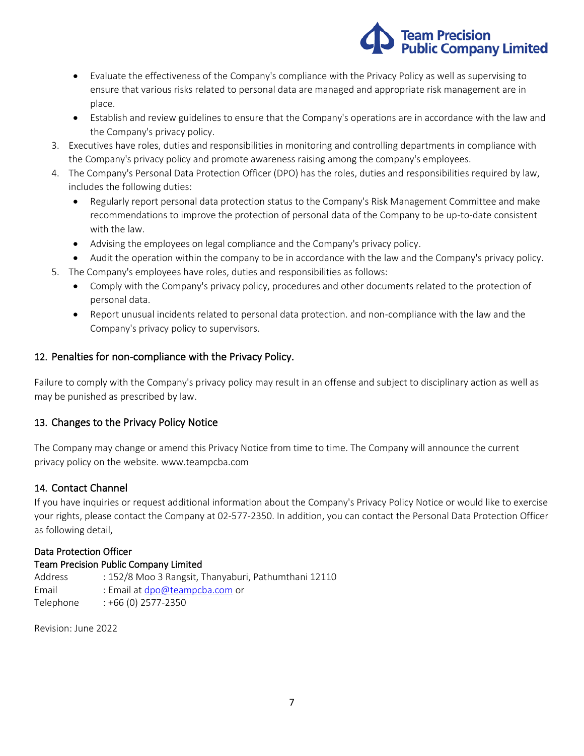- Evaluate the effectiveness of the Company's compliance with the Privacy Policy as well as supervising to ensure that various risks related to personal data are managed and appropriate risk management are in place.
- Establish and review guidelines to ensure that the Company's operations are in accordance with the law and the Company's privacy policy.

3. Executives have roles, duties and responsibilities in monitoring and controlling departments in compliance with the Company's privacy policy and promote awareness raising among the company's employees.
4. The Company's Personal Data Protection Officer (DPO) has the roles, duties and responsibilities required by law, includes the following duties:
   - Regularly report personal data protection status to the Company's Risk Management Committee and make recommendations to improve the protection of personal data of the Company to be up-to-date consistent with the law.
   - Advising the employees on legal compliance and the Company's privacy policy.
   - Audit the operation within the company to be in accordance with the law and the Company's privacy policy.
5. The Company's employees have roles, duties and responsibilities as follows:
   - Comply with the Company's privacy policy, procedures and other documents related to the protection of personal data.
   - Report unusual incidents related to personal data protection. and non-compliance with the law and the Company's privacy policy to supervisors.

## 12. Penalties for non-compliance with the Privacy Policy.

Failure to comply with the Company's privacy policy may result in an offense and subject to disciplinary action as well as may be punished as prescribed by law.

## 13. Changes to the Privacy Policy Notice

The Company may change or amend this Privacy Notice from time to time. The Company will announce the current privacy policy on the website. www.teampcba.com

## 14. Contact Channel

If you have inquiries or request additional information about the Company's Privacy Policy Notice or would like to exercise your rights, please contact the Company at 02-577-2350. In addition, you can contact the Personal Data Protection Officer as following detail,

Data Protection Officer
Team Precision Public Company Limited

Address : 152/8 Moo 3 Rangsit, Thanyaburi, Pathumthani 12110
Email : Email at dpo@teampcba.com or
Telephone : +66 (0) 2577-2350

Revision: June 2022